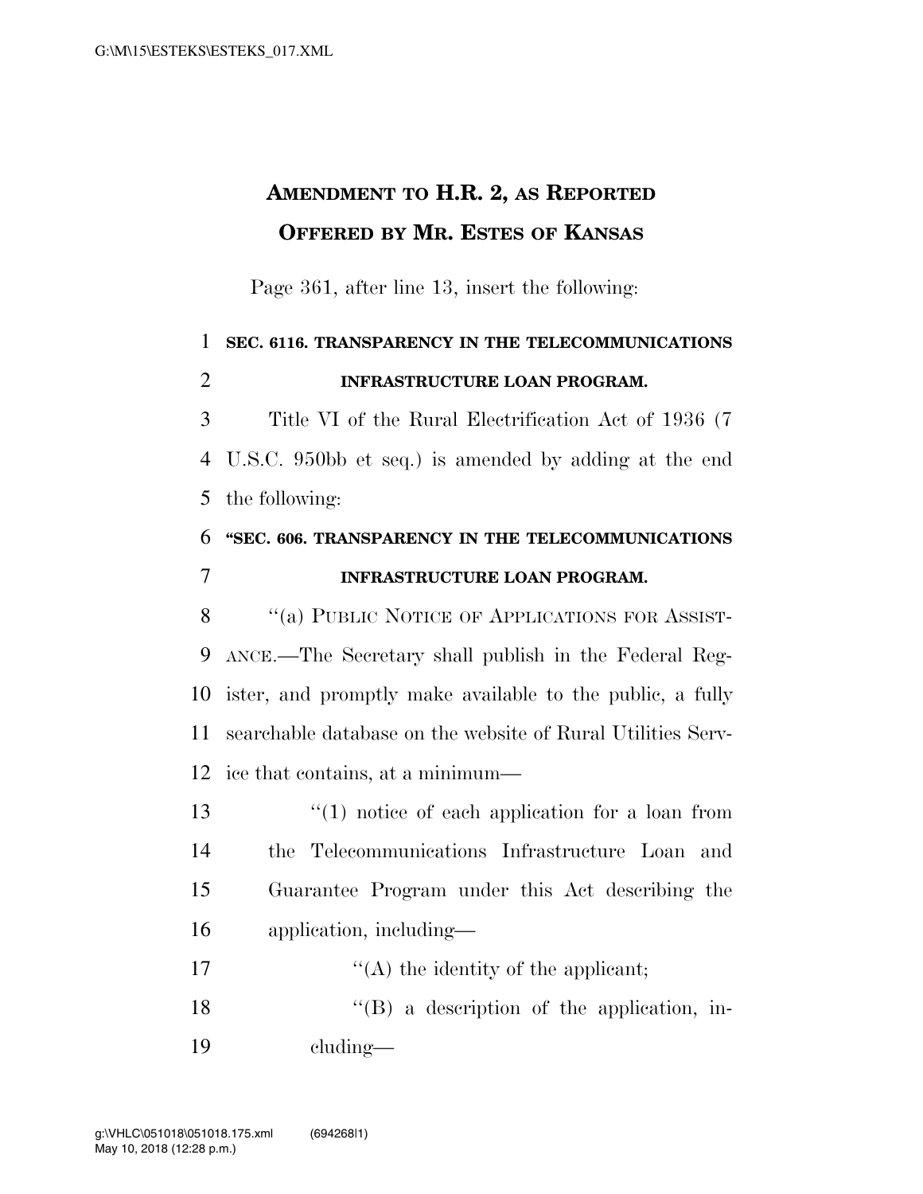# AMENDMENT TO H.R. 2, AS REPORTED OFFERED BY MR. ESTES OF KANSAS

Page 361, after line 13, insert the following:

**SEC. 6116. TRANSPARENCY IN THE TELECOMMUNICATIONS INFRASTRUCTURE LOAN PROGRAM.**

Title VI of the Rural Electrification Act of 1936 (7 U.S.C. 950bb et seq.) is amended by adding at the end the following:

**"SEC. 606. TRANSPARENCY IN THE TELECOMMUNICATIONS INFRASTRUCTURE LOAN PROGRAM.**

"(a) PUBLIC NOTICE OF APPLICATIONS FOR ASSISTANCE.—The Secretary shall publish in the Federal Register, and promptly make available to the public, a fully searchable database on the website of Rural Utilities Service that contains, at a minimum—

"(1) notice of each application for a loan from the Telecommunications Infrastructure Loan and Guarantee Program under this Act describing the application, including—

"(A) the identity of the applicant;

"(B) a description of the application, including—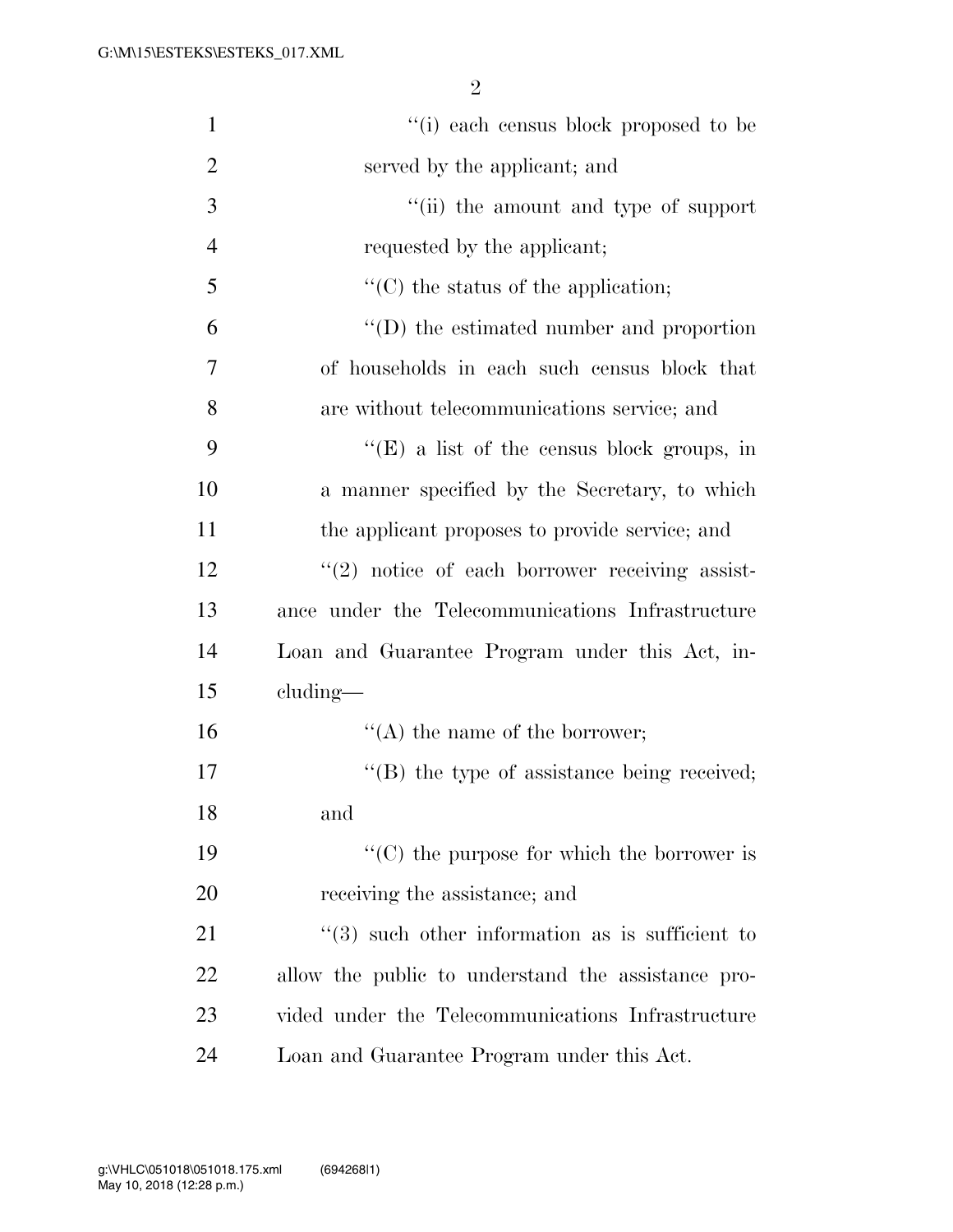''(i) each census block proposed to be served by the applicant; and

''(ii) the amount and type of support requested by the applicant;

''(C) the status of the application;

''(D) the estimated number and proportion of households in each such census block that are without telecommunications service; and

''(E) a list of the census block groups, in a manner specified by the Secretary, to which the applicant proposes to provide service; and

''(2) notice of each borrower receiving assistance under the Telecommunications Infrastructure Loan and Guarantee Program under this Act, including—

''(A) the name of the borrower;

''(B) the type of assistance being received; and

''(C) the purpose for which the borrower is receiving the assistance; and

''(3) such other information as is sufficient to allow the public to understand the assistance provided under the Telecommunications Infrastructure Loan and Guarantee Program under this Act.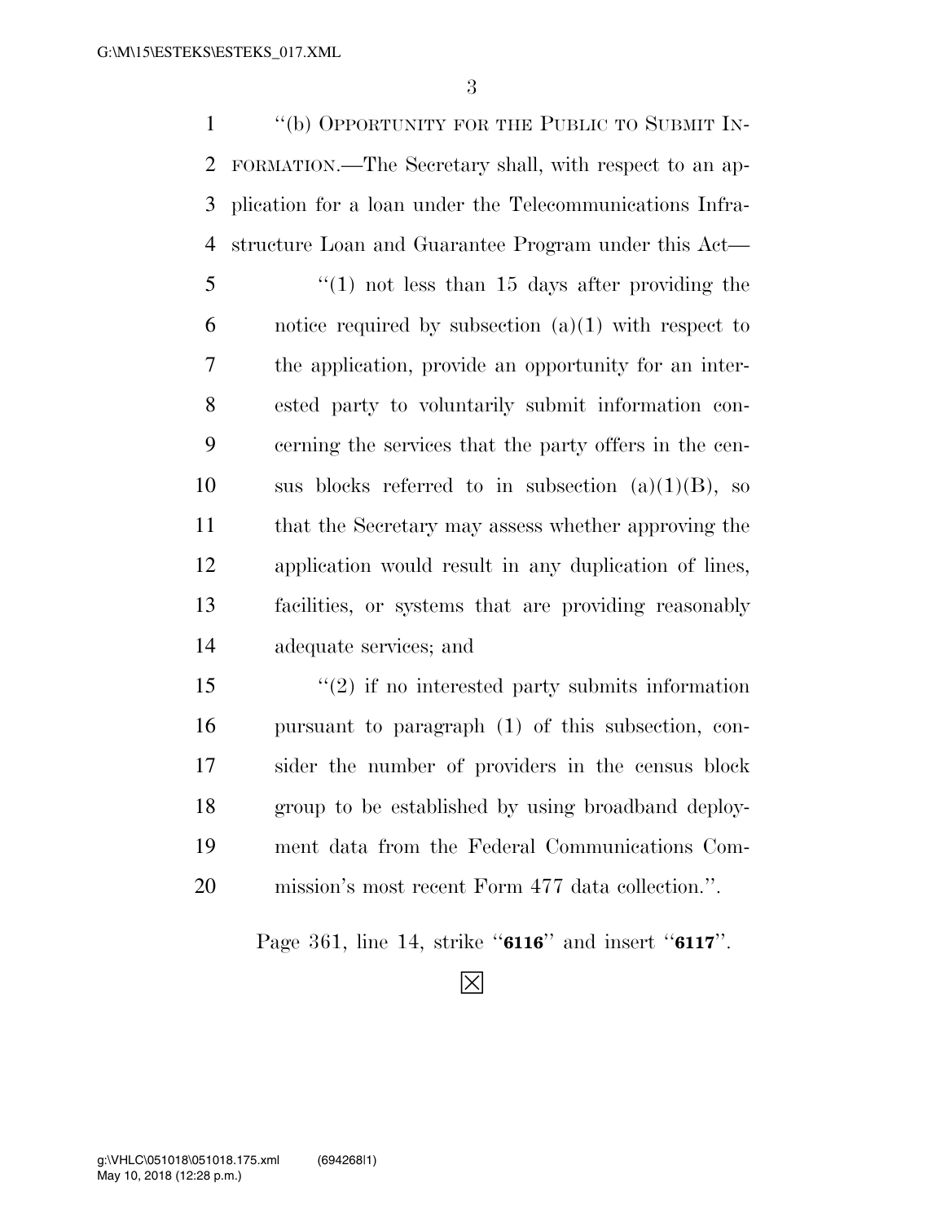"(b) OPPORTUNITY FOR THE PUBLIC TO SUBMIT INFORMATION.—The Secretary shall, with respect to an application for a loan under the Telecommunications Infrastructure Loan and Guarantee Program under this Act—

"(1) not less than 15 days after providing the notice required by subsection (a)(1) with respect to the application, provide an opportunity for an interested party to voluntarily submit information concerning the services that the party offers in the census blocks referred to in subsection (a)(1)(B), so that the Secretary may assess whether approving the application would result in any duplication of lines, facilities, or systems that are providing reasonably adequate services; and

"(2) if no interested party submits information pursuant to paragraph (1) of this subsection, consider the number of providers in the census block group to be established by using broadband deployment data from the Federal Communications Commission's most recent Form 477 data collection.".

Page 361, line 14, strike "**6116**" and insert "**6117**".

☒